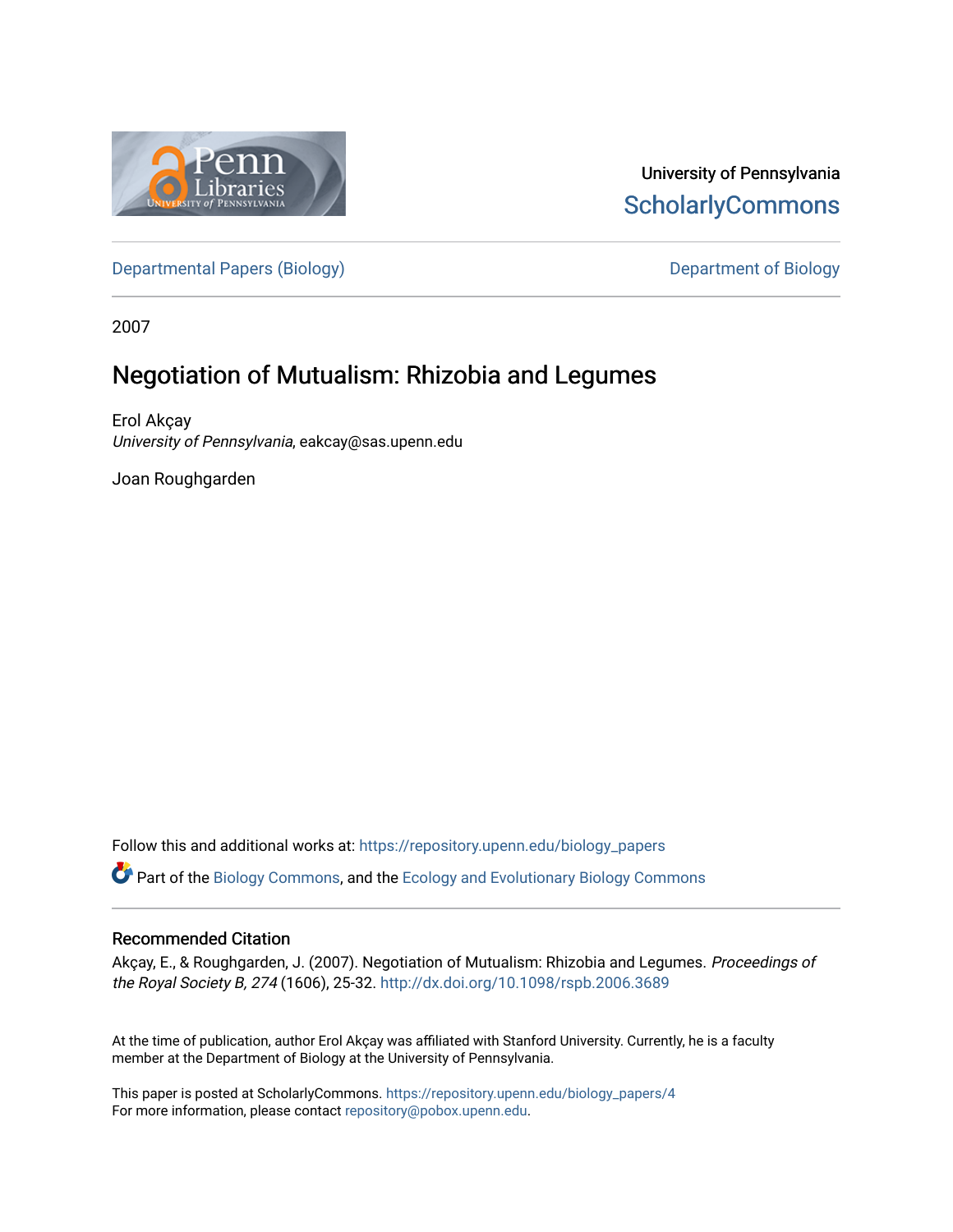University of Pennsylvania
ScholarlyCommons

Departmental Papers (Biology) | Department of Biology

2007

# Negotiation of Mutualism: Rhizobia and Legumes

Erol Akçay
*University of Pennsylvania*, eakcay@sas.upenn.edu

Joan Roughgarden

Follow this and additional works at: https://repository.upenn.edu/biology_papers

Part of the Biology Commons, and the Ecology and Evolutionary Biology Commons

## Recommended Citation

Akçay, E., & Roughgarden, J. (2007). Negotiation of Mutualism: Rhizobia and Legumes. *Proceedings of the Royal Society B, 274* (1606), 25-32. http://dx.doi.org/10.1098/rspb.2006.3689

At the time of publication, author Erol Akçay was affiliated with Stanford University. Currently, he is a faculty member at the Department of Biology at the University of Pennsylvania.

This paper is posted at ScholarlyCommons. https://repository.upenn.edu/biology_papers/4
For more information, please contact repository@pobox.upenn.edu.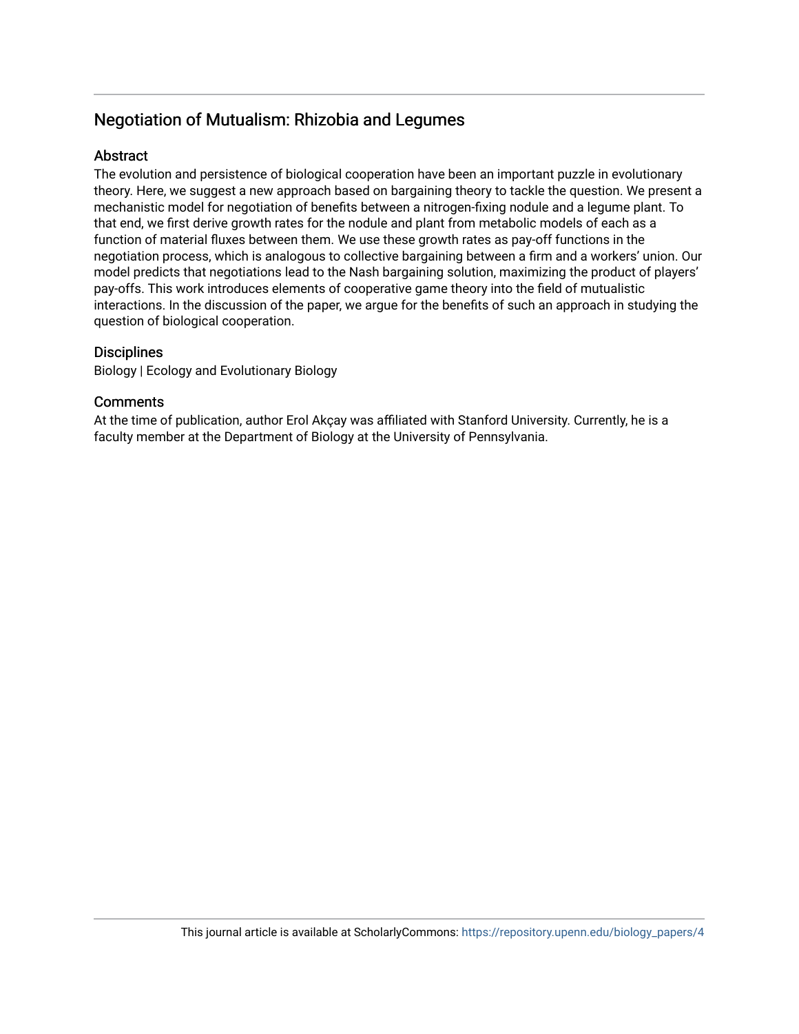## Negotiation of Mutualism: Rhizobia and Legumes

### Abstract

The evolution and persistence of biological cooperation have been an important puzzle in evolutionary theory. Here, we suggest a new approach based on bargaining theory to tackle the question. We present a mechanistic model for negotiation of benefits between a nitrogen-fixing nodule and a legume plant. To that end, we first derive growth rates for the nodule and plant from metabolic models of each as a function of material fluxes between them. We use these growth rates as pay-off functions in the negotiation process, which is analogous to collective bargaining between a firm and a workers' union. Our model predicts that negotiations lead to the Nash bargaining solution, maximizing the product of players' pay-offs. This work introduces elements of cooperative game theory into the field of mutualistic interactions. In the discussion of the paper, we argue for the benefits of such an approach in studying the question of biological cooperation.

### Disciplines

Biology | Ecology and Evolutionary Biology

### Comments

At the time of publication, author Erol Akçay was affiliated with Stanford University. Currently, he is a faculty member at the Department of Biology at the University of Pennsylvania.

This journal article is available at ScholarlyCommons: https://repository.upenn.edu/biology_papers/4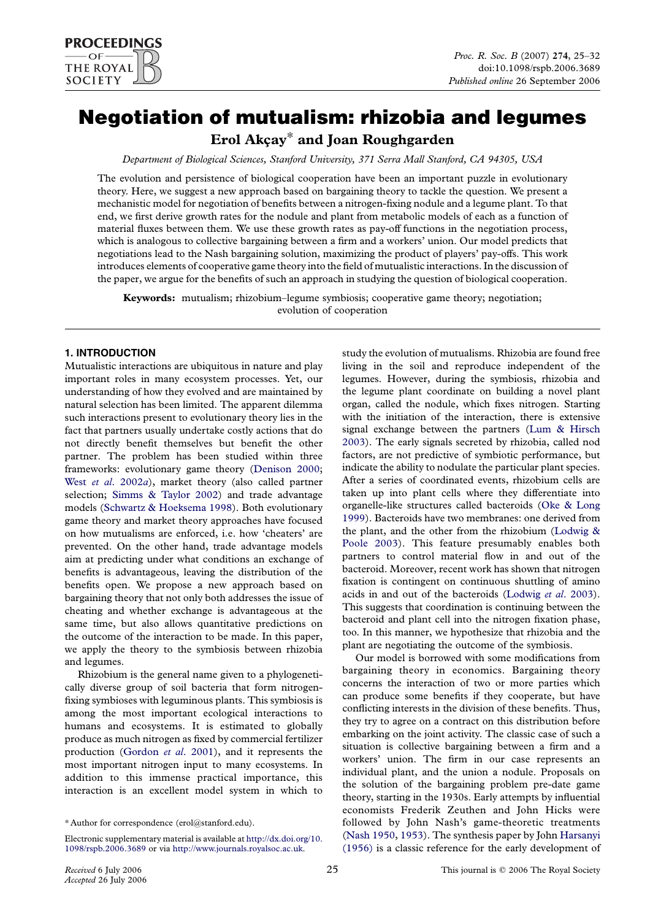# Negotiation of mutualism: rhizobia and legumes

**Erol Akçay\* and Joan Roughgarden**

*Department of Biological Sciences, Stanford University, 371 Serra Mall Stanford, CA 94305, USA*

The evolution and persistence of biological cooperation have been an important puzzle in evolutionary theory. Here, we suggest a new approach based on bargaining theory to tackle the question. We present a mechanistic model for negotiation of benefits between a nitrogen-fixing nodule and a legume plant. To that end, we first derive growth rates for the nodule and plant from metabolic models of each as a function of material fluxes between them. We use these growth rates as pay-off functions in the negotiation process, which is analogous to collective bargaining between a firm and a workers' union. Our model predicts that negotiations lead to the Nash bargaining solution, maximizing the product of players' pay-offs. This work introduces elements of cooperative game theory into the field of mutualistic interactions. In the discussion of the paper, we argue for the benefits of such an approach in studying the question of biological cooperation.

**Keywords:** mutualism; rhizobium–legume symbiosis; cooperative game theory; negotiation; evolution of cooperation

## 1. INTRODUCTION

Mutualistic interactions are ubiquitous in nature and play important roles in many ecosystem processes. Yet, our understanding of how they evolved and are maintained by natural selection has been limited. The apparent dilemma such interactions present to evolutionary theory lies in the fact that partners usually undertake costly actions that do not directly benefit themselves but benefit the other partner. The problem has been studied within three frameworks: evolutionary game theory (Denison 2000; West *et al*. 2002*a*), market theory (also called partner selection; Simms & Taylor 2002) and trade advantage models (Schwartz & Hoeksema 1998). Both evolutionary game theory and market theory approaches have focused on how mutualisms are enforced, i.e. how 'cheaters' are prevented. On the other hand, trade advantage models aim at predicting under what conditions an exchange of benefits is advantageous, leaving the distribution of the benefits open. We propose a new approach based on bargaining theory that not only both addresses the issue of cheating and whether exchange is advantageous at the same time, but also allows quantitative predictions on the outcome of the interaction to be made. In this paper, we apply the theory to the symbiosis between rhizobia and legumes.

Rhizobium is the general name given to a phylogenetically diverse group of soil bacteria that form nitrogen-fixing symbioses with leguminous plants. This symbiosis is among the most important ecological interactions to humans and ecosystems. It is estimated to globally produce as much nitrogen as fixed by commercial fertilizer production (Gordon *et al*. 2001), and it represents the most important nitrogen input to many ecosystems. In addition to this immense practical importance, this interaction is an excellent model system in which to study the evolution of mutualisms. Rhizobia are found free living in the soil and reproduce independent of the legumes. However, during the symbiosis, rhizobia and the legume plant coordinate on building a novel plant organ, called the nodule, which fixes nitrogen. Starting with the initiation of the interaction, there is extensive signal exchange between the partners (Lum & Hirsch 2003). The early signals secreted by rhizobia, called nod factors, are not predictive of symbiotic performance, but indicate the ability to nodulate the particular plant species. After a series of coordinated events, rhizobium cells are taken up into plant cells where they differentiate into organelle-like structures called bacteroids (Oke & Long 1999). Bacteroids have two membranes: one derived from the plant, and the other from the rhizobium (Lodwig & Poole 2003). This feature presumably enables both partners to control material flow in and out of the bacteroid. Moreover, recent work has shown that nitrogen fixation is contingent on continuous shuttling of amino acids in and out of the bacteroids (Lodwig *et al*. 2003). This suggests that coordination is continuing between the bacteroid and plant cell into the nitrogen fixation phase, too. In this manner, we hypothesize that rhizobia and the plant are negotiating the outcome of the symbiosis.

Our model is borrowed with some modifications from bargaining theory in economics. Bargaining theory concerns the interaction of two or more parties which can produce some benefits if they cooperate, but have conflicting interests in the division of these benefits. Thus, they try to agree on a contract on this distribution before embarking on the joint activity. The classic case of such a situation is collective bargaining between a firm and a workers' union. The firm in our case represents an individual plant, and the union a nodule. Proposals on the solution of the bargaining problem pre-date game theory, starting in the 1930s. Early attempts by influential economists Frederik Zeuthen and John Hicks were followed by John Nash's game-theoretic treatments (Nash 1950, 1953). The synthesis paper by John Harsanyi (1956) is a classic reference for the early development of

\* Author for correspondence (erol@stanford.edu).

Electronic supplementary material is available at http://dx.doi.org/10.1098/rspb.2006.3689 or via http://www.journals.royalsoc.ac.uk.

Received 6 July 2006
Accepted 26 July 2006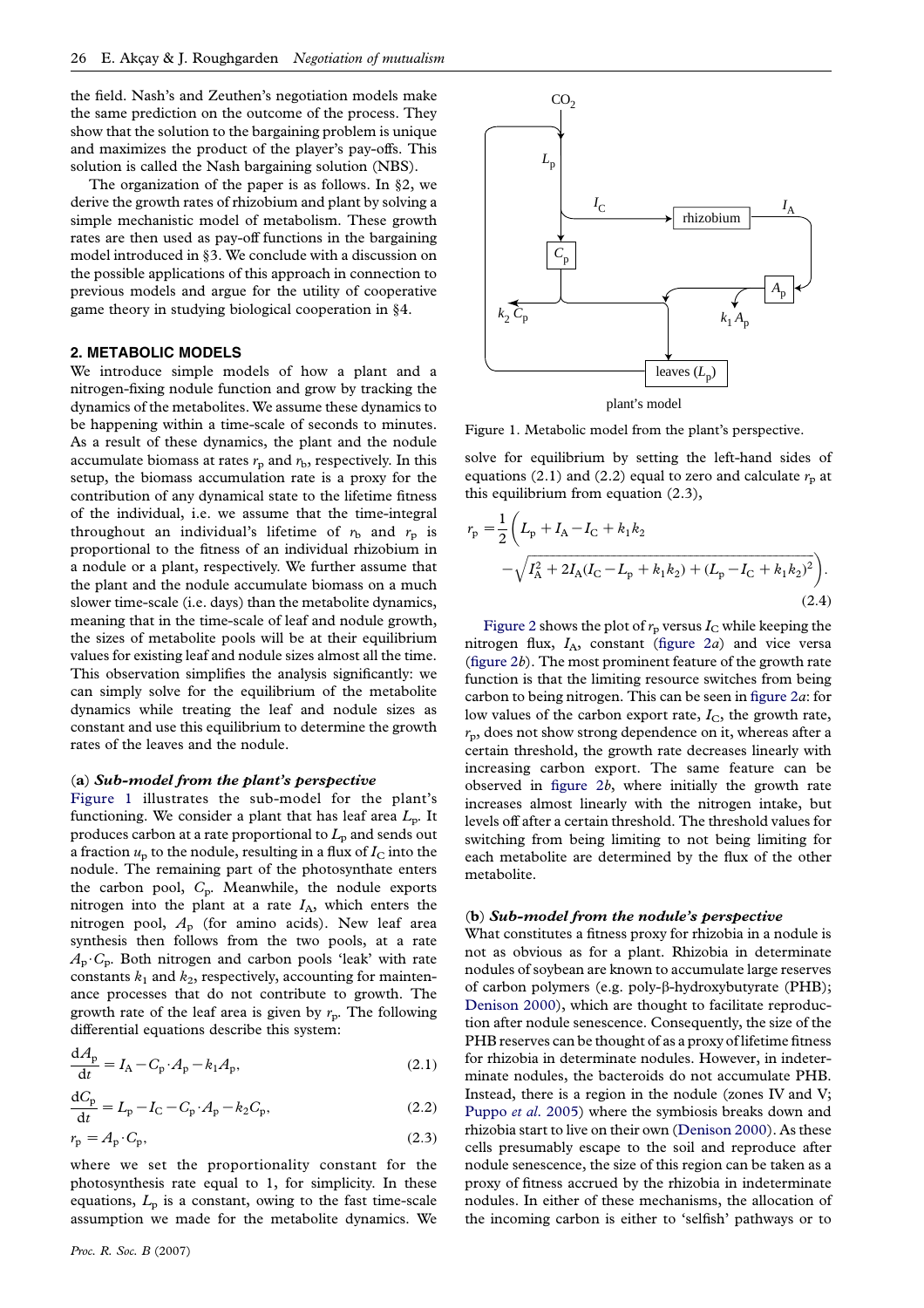the field. Nash's and Zeuthen's negotiation models make the same prediction on the outcome of the process. They show that the solution to the bargaining problem is unique and maximizes the product of the player's pay-offs. This solution is called the Nash bargaining solution (NBS).

The organization of the paper is as follows. In §2, we derive the growth rates of rhizobium and plant by solving a simple mechanistic model of metabolism. These growth rates are then used as pay-off functions in the bargaining model introduced in §3. We conclude with a discussion on the possible applications of this approach in connection to previous models and argue for the utility of cooperative game theory in studying biological cooperation in §4.

## 2. METABOLIC MODELS

We introduce simple models of how a plant and a nitrogen-fixing nodule function and grow by tracking the dynamics of the metabolites. We assume these dynamics to be happening within a time-scale of seconds to minutes. As a result of these dynamics, the plant and the nodule accumulate biomass at rates $r_p$ and $r_b$, respectively. In this setup, the biomass accumulation rate is a proxy for the contribution of any dynamical state to the lifetime fitness of the individual, i.e. we assume that the time-integral throughout an individual's lifetime of $r_b$ and $r_p$ is proportional to the fitness of an individual rhizobium in a nodule or a plant, respectively. We further assume that the plant and the nodule accumulate biomass on a much slower time-scale (i.e. days) than the metabolite dynamics, meaning that in the time-scale of leaf and nodule growth, the sizes of metabolite pools will be at their equilibrium values for existing leaf and nodule sizes almost all the time. This observation simplifies the analysis significantly: we can simply solve for the equilibrium of the metabolite dynamics while treating the leaf and nodule sizes as constant and use this equilibrium to determine the growth rates of the leaves and the nodule.

### (a) *Sub-model from the plant's perspective*

Figure 1 illustrates the sub-model for the plant's functioning. We consider a plant that has leaf area $L_p$. It produces carbon at a rate proportional to $L_p$ and sends out a fraction $u_p$ to the nodule, resulting in a flux of $I_C$ into the nodule. The remaining part of the photosynthate enters the carbon pool, $C_p$. Meanwhile, the nodule exports nitrogen into the plant at a rate $I_A$, which enters the nitrogen pool, $A_p$ (for amino acids). New leaf area synthesis then follows from the two pools, at a rate $A_p \cdot C_p$. Both nitrogen and carbon pools 'leak' with rate constants $k_1$ and $k_2$, respectively, accounting for maintenance processes that do not contribute to growth. The growth rate of the leaf area is given by $r_p$. The following differential equations describe this system:

$$\frac{dA_p}{dt} = I_A - C_p \cdot A_p - k_1 A_p, \tag{2.1}$$

$$\frac{dC_p}{dt} = L_p - I_C - C_p \cdot A_p - k_2 C_p, \tag{2.2}$$

$$r_p = A_p \cdot C_p, \tag{2.3}$$

where we set the proportionality constant for the photosynthesis rate equal to 1, for simplicity. In these equations, $L_p$ is a constant, owing to the fast time-scale assumption we made for the metabolite dynamics. We solve for equilibrium by setting the left-hand sides of equations (2.1) and (2.2) equal to zero and calculate $r_p$ at this equilibrium from equation (2.3),

$$r_p = \frac{1}{2}\Bigg(L_p + I_A - I_C + k_1 k_2 - \sqrt{I_A^2 + 2I_A(I_C - L_p + k_1 k_2) + (L_p - I_C + k_1 k_2)^2}\Bigg). \tag{2.4}$$

Figure 1. Metabolic model from the plant's perspective.

Figure 2 shows the plot of $r_p$ versus $I_C$ while keeping the nitrogen flux, $I_A$, constant (figure 2*a*) and vice versa (figure 2*b*). The most prominent feature of the growth rate function is that the limiting resource switches from being carbon to being nitrogen. This can be seen in figure 2*a*: for low values of the carbon export rate, $I_C$, the growth rate, $r_p$, does not show strong dependence on it, whereas after a certain threshold, the growth rate decreases linearly with increasing carbon export. The same feature can be observed in figure 2*b*, where initially the growth rate increases almost linearly with the nitrogen intake, but levels off after a certain threshold. The threshold values for switching from being limiting to not being limiting for each metabolite are determined by the flux of the other metabolite.

### (b) *Sub-model from the nodule's perspective*

What constitutes a fitness proxy for rhizobia in a nodule is not as obvious as for a plant. Rhizobia in determinate nodules of soybean are known to accumulate large reserves of carbon polymers (e.g. poly-β-hydroxybutyrate (PHB); Denison 2000), which are thought to facilitate reproduction after nodule senescence. Consequently, the size of the PHB reserves can be thought of as a proxy of lifetime fitness for rhizobia in determinate nodules. However, in indeterminate nodules, the bacteroids do not accumulate PHB. Instead, there is a region in the nodule (zones IV and V; Puppo *et al.* 2005) where the symbiosis breaks down and rhizobia start to live on their own (Denison 2000). As these cells presumably escape to the soil and reproduce after nodule senescence, the size of this region can be taken as a proxy of fitness accrued by the rhizobia in indeterminate nodules. In either of these mechanisms, the allocation of the incoming carbon is either to 'selfish' pathways or to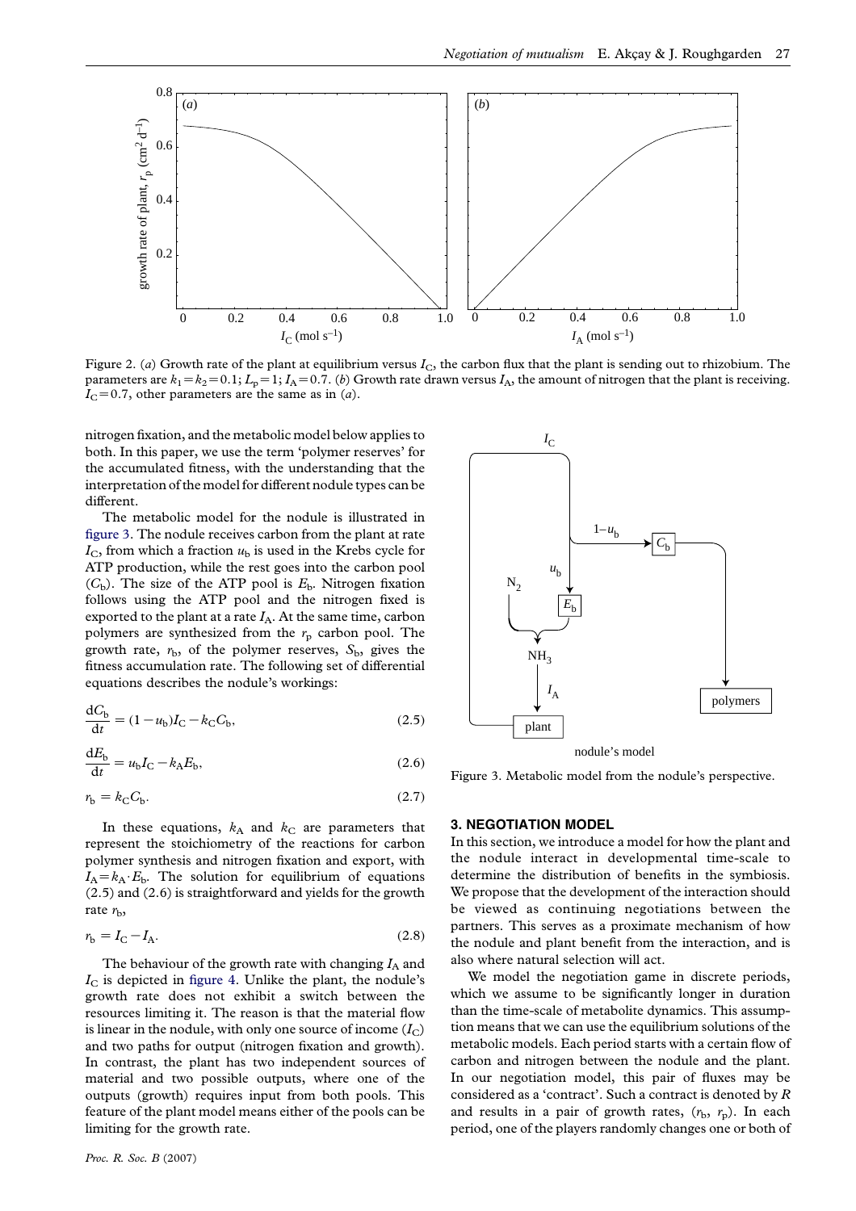Figure 2. (*a*) Growth rate of the plant at equilibrium versus $I_C$, the carbon flux that the plant is sending out to rhizobium. The parameters are $k_1=k_2=0.1$; $L_p=1$; $I_A=0.7$. (*b*) Growth rate drawn versus $I_A$, the amount of nitrogen that the plant is receiving. $I_C=0.7$, other parameters are the same as in (*a*).

nitrogen fixation, and the metabolic model below applies to both. In this paper, we use the term 'polymer reserves' for the accumulated fitness, with the understanding that the interpretation of the model for different nodule types can be different.

The metabolic model for the nodule is illustrated in figure 3. The nodule receives carbon from the plant at rate $I_C$, from which a fraction $u_b$ is used in the Krebs cycle for ATP production, while the rest goes into the carbon pool ($C_b$). The size of the ATP pool is $E_b$. Nitrogen fixation follows using the ATP pool and the nitrogen fixed is exported to the plant at a rate $I_A$. At the same time, carbon polymers are synthesized from the $r_p$ carbon pool. The growth rate, $r_b$, of the polymer reserves, $S_b$, gives the fitness accumulation rate. The following set of differential equations describes the nodule's workings:

$$\frac{dC_b}{dt} = (1-u_b)I_C - k_C C_b, \tag{2.5}$$

$$\frac{dE_b}{dt} = u_b I_C - k_A E_b, \tag{2.6}$$

$$r_b = k_C C_b. \tag{2.7}$$

In these equations, $k_A$ and $k_C$ are parameters that represent the stoichiometry of the reactions for carbon polymer synthesis and nitrogen fixation and export, with $I_A = k_A \cdot E_b$. The solution for equilibrium of equations (2.5) and (2.6) is straightforward and yields for the growth rate $r_b$,

$$r_b = I_C - I_A. \tag{2.8}$$

The behaviour of the growth rate with changing $I_A$ and $I_C$ is depicted in figure 4. Unlike the plant, the nodule's growth rate does not exhibit a switch between the resources limiting it. The reason is that the material flow is linear in the nodule, with only one source of income ($I_C$) and two paths for output (nitrogen fixation and growth). In contrast, the plant has two independent sources of material and two possible outputs, where one of the outputs (growth) requires input from both pools. This feature of the plant model means either of the pools can be limiting for the growth rate.

Figure 3. Metabolic model from the nodule's perspective.

## 3. NEGOTIATION MODEL

In this section, we introduce a model for how the plant and the nodule interact in developmental time-scale to determine the distribution of benefits in the symbiosis. We propose that the development of the interaction should be viewed as continuing negotiations between the partners. This serves as a proximate mechanism of how the nodule and plant benefit from the interaction, and is also where natural selection will act.

We model the negotiation game in discrete periods, which we assume to be significantly longer in duration than the time-scale of metabolite dynamics. This assumption means that we can use the equilibrium solutions of the metabolic models. Each period starts with a certain flow of carbon and nitrogen between the nodule and the plant. In our negotiation model, this pair of fluxes may be considered as a 'contract'. Such a contract is denoted by $R$ and results in a pair of growth rates, ($r_b$, $r_p$). In each period, one of the players randomly changes one or both of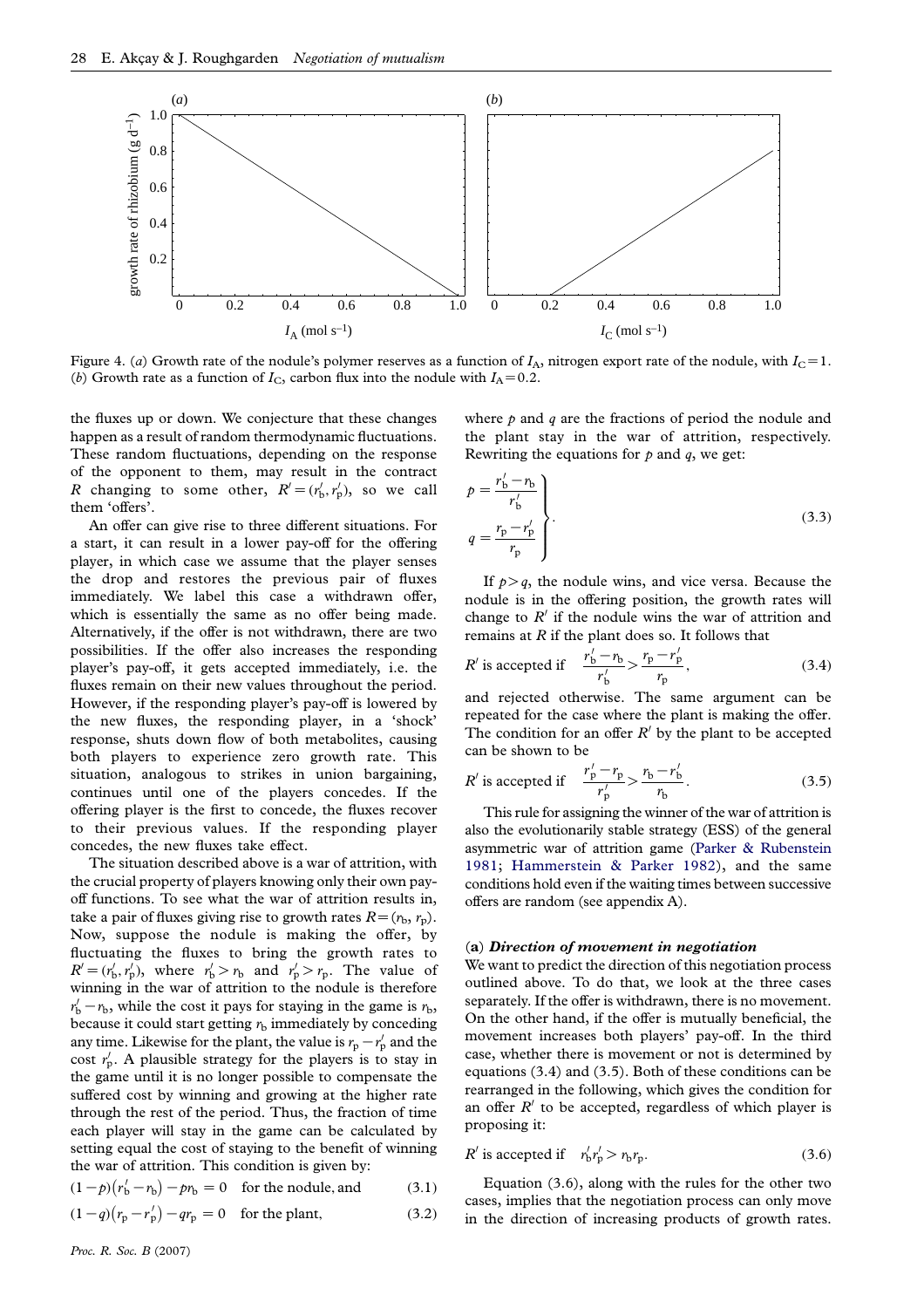Figure 4. (*a*) Growth rate of the nodule's polymer reserves as a function of $I_A$, nitrogen export rate of the nodule, with $I_C = 1$. (*b*) Growth rate as a function of $I_C$, carbon flux into the nodule with $I_A = 0.2$.

the fluxes up or down. We conjecture that these changes happen as a result of random thermodynamic fluctuations. These random fluctuations, depending on the response of the opponent to them, may result in the contract $R$ changing to some other, $R' = (r'_b, r'_p)$, so we call them 'offers'.

An offer can give rise to three different situations. For a start, it can result in a lower pay-off for the offering player, in which case we assume that the player senses the drop and restores the previous pair of fluxes immediately. We label this case a withdrawn offer, which is essentially the same as no offer being made. Alternatively, if the offer is not withdrawn, there are two possibilities. If the offer also increases the responding player's pay-off, it gets accepted immediately, i.e. the fluxes remain on their new values throughout the period. However, if the responding player's pay-off is lowered by the new fluxes, the responding player, in a 'shock' response, shuts down flow of both metabolites, causing both players to experience zero growth rate. This situation, analogous to strikes in union bargaining, continues until one of the players concedes. If the offering player is the first to concede, the fluxes recover to their previous values. If the responding player concedes, the new fluxes take effect.

The situation described above is a war of attrition, with the crucial property of players knowing only their own pay-off functions. To see what the war of attrition results in, take a pair of fluxes giving rise to growth rates $R = (r_b, r_p)$. Now, suppose the nodule is making the offer, by fluctuating the fluxes to bring the growth rates to $R' = (r'_b, r'_p)$, where $r'_b > r_b$ and $r'_p > r_p$. The value of winning in the war of attrition to the nodule is therefore $r'_b - r_b$, while the cost it pays for staying in the game is $r_b$, because it could start getting $r_b$ immediately by conceding any time. Likewise for the plant, the value is $r_p - r'_p$ and the cost $r'_p$. A plausible strategy for the players is to stay in the game until it is no longer possible to compensate the suffered cost by winning and growing at the higher rate through the rest of the period. Thus, the fraction of time each player will stay in the game can be calculated by setting equal the cost of staying to the benefit of winning the war of attrition. This condition is given by:

$$(1-p)(r'_b - r_b) - p r_b = 0 \quad \text{for the nodule, and} \tag{3.1}$$

$$(1-q)(r_p - r'_p) - q r_p = 0 \quad \text{for the plant,} \tag{3.2}$$

where $p$ and $q$ are the fractions of period the nodule and the plant stay in the war of attrition, respectively. Rewriting the equations for $p$ and $q$, we get:

$$\left.\begin{aligned} p &= \frac{r'_b - r_b}{r'_b} \\ q &= \frac{r_p - r'_p}{r_p} \end{aligned}\right\}. \tag{3.3}$$

If $p > q$, the nodule wins, and vice versa. Because the nodule is in the offering position, the growth rates will change to $R'$ if the nodule wins the war of attrition and remains at $R$ if the plant does so. It follows that

$$R' \text{ is accepted if } \quad \frac{r'_b - r_b}{r'_b} > \frac{r_p - r'_p}{r_p}, \tag{3.4}$$

and rejected otherwise. The same argument can be repeated for the case where the plant is making the offer. The condition for an offer $R'$ by the plant to be accepted can be shown to be

$$R' \text{ is accepted if } \quad \frac{r'_p - r_p}{r'_p} > \frac{r_b - r'_b}{r_b}. \tag{3.5}$$

This rule for assigning the winner of the war of attrition is also the evolutionarily stable strategy (ESS) of the general asymmetric war of attrition game (Parker & Rubenstein 1981; Hammerstein & Parker 1982), and the same conditions hold even if the waiting times between successive offers are random (see appendix A).

### (a) *Direction of movement in negotiation*

We want to predict the direction of this negotiation process outlined above. To do that, we look at the three cases separately. If the offer is withdrawn, there is no movement. On the other hand, if the offer is mutually beneficial, the movement increases both players' pay-off. In the third case, whether there is movement or not is determined by equations (3.4) and (3.5). Both of these conditions can be rearranged in the following, which gives the condition for an offer $R'$ to be accepted, regardless of which player is proposing it:

$$R' \text{ is accepted if } \quad r'_b r'_p > r_b r_p. \tag{3.6}$$

Equation (3.6), along with the rules for the other two cases, implies that the negotiation process can only move in the direction of increasing products of growth rates.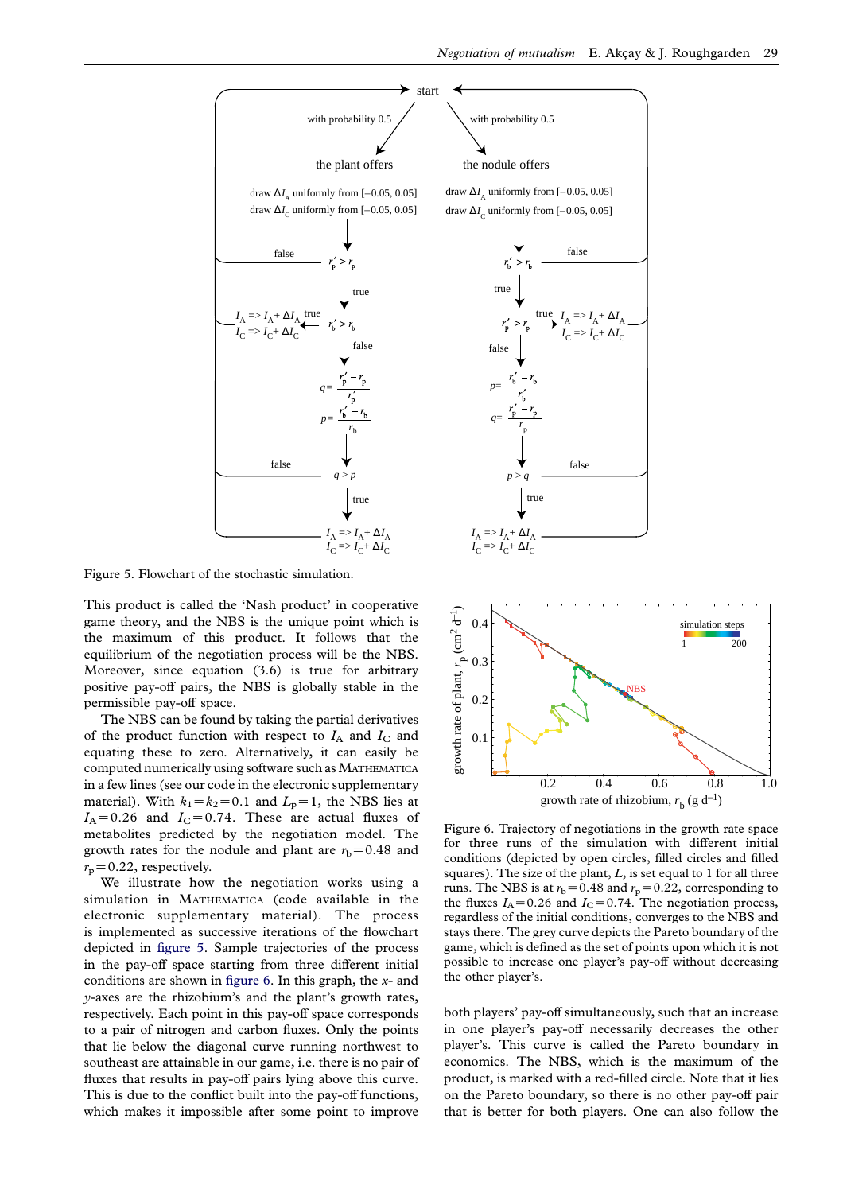Figure 5. Flowchart of the stochastic simulation.

This product is called the 'Nash product' in cooperative game theory, and the NBS is the unique point which is the maximum of this product. It follows that the equilibrium of the negotiation process will be the NBS. Moreover, since equation (3.6) is true for arbitrary positive pay-off pairs, the NBS is globally stable in the permissible pay-off space.

The NBS can be found by taking the partial derivatives of the product function with respect to $I_A$ and $I_C$ and equating these to zero. Alternatively, it can easily be computed numerically using software such as MATHEMATICA in a few lines (see our code in the electronic supplementary material). With $k_1 = k_2 = 0.1$ and $L_p = 1$, the NBS lies at $I_A = 0.26$ and $I_C = 0.74$. These are actual fluxes of metabolites predicted by the negotiation model. The growth rates for the nodule and plant are $r_b = 0.48$ and $r_p = 0.22$, respectively.

We illustrate how the negotiation works using a simulation in MATHEMATICA (code available in the electronic supplementary material). The process is implemented as successive iterations of the flowchart depicted in figure 5. Sample trajectories of the process in the pay-off space starting from three different initial conditions are shown in figure 6. In this graph, the *x*- and *y*-axes are the rhizobium's and the plant's growth rates, respectively. Each point in this pay-off space corresponds to a pair of nitrogen and carbon fluxes. Only the points that lie below the diagonal curve running northwest to southeast are attainable in our game, i.e. there is no pair of fluxes that results in pay-off pairs lying above this curve. This is due to the conflict built into the pay-off functions, which makes it impossible after some point to improve both players' pay-off simultaneously, such that an increase in one player's pay-off necessarily decreases the other player's. This curve is called the Pareto boundary in economics. The NBS, which is the maximum of the product, is marked with a red-filled circle. Note that it lies on the Pareto boundary, so there is no other pay-off pair that is better for both players. One can also follow the

Figure 6. Trajectory of negotiations in the growth rate space for three runs of the simulation with different initial conditions (depicted by open circles, filled circles and filled squares). The size of the plant, $L$, is set equal to 1 for all three runs. The NBS is at $r_b = 0.48$ and $r_p = 0.22$, corresponding to the fluxes $I_A = 0.26$ and $I_C = 0.74$. The negotiation process, regardless of the initial conditions, converges to the NBS and stays there. The grey curve depicts the Pareto boundary of the game, which is defined as the set of points upon which it is not possible to increase one player's pay-off without decreasing the other player's.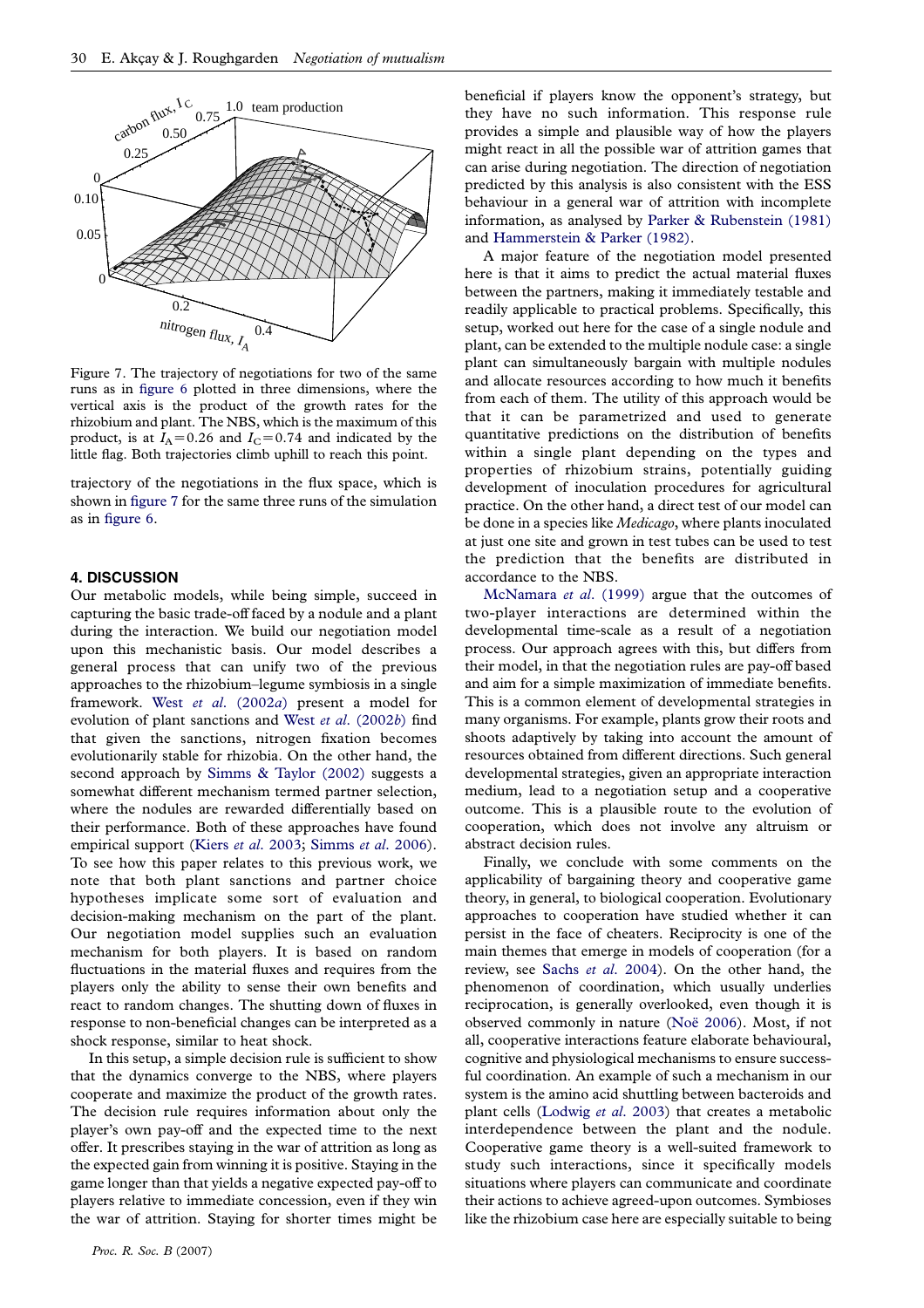Figure 7. The trajectory of negotiations for two of the same runs as in figure 6 plotted in three dimensions, where the vertical axis is the product of the growth rates for the rhizobium and plant. The NBS, which is the maximum of this product, is at $I_A = 0.26$ and $I_C = 0.74$ and indicated by the little flag. Both trajectories climb uphill to reach this point.

trajectory of the negotiations in the flux space, which is shown in figure 7 for the same three runs of the simulation as in figure 6.

## 4. DISCUSSION

Our metabolic models, while being simple, succeed in capturing the basic trade-off faced by a nodule and a plant during the interaction. We build our negotiation model upon this mechanistic basis. Our model describes a general process that can unify two of the previous approaches to the rhizobium–legume symbiosis in a single framework. West *et al.* (2002*a*) present a model for evolution of plant sanctions and West *et al.* (2002*b*) find that given the sanctions, nitrogen fixation becomes evolutionarily stable for rhizobia. On the other hand, the second approach by Simms & Taylor (2002) suggests a somewhat different mechanism termed partner selection, where the nodules are rewarded differentially based on their performance. Both of these approaches have found empirical support (Kiers *et al.* 2003; Simms *et al.* 2006). To see how this paper relates to this previous work, we note that both plant sanctions and partner choice hypotheses implicate some sort of evaluation and decision-making mechanism on the part of the plant. Our negotiation model supplies such an evaluation mechanism for both players. It is based on random fluctuations in the material fluxes and requires from the players only the ability to sense their own benefits and react to random changes. The shutting down of fluxes in response to non-beneficial changes can be interpreted as a shock response, similar to heat shock.

In this setup, a simple decision rule is sufficient to show that the dynamics converge to the NBS, where players cooperate and maximize the product of the growth rates. The decision rule requires information about only the player's own pay-off and the expected time to the next offer. It prescribes staying in the war of attrition as long as the expected gain from winning it is positive. Staying in the game longer than that yields a negative expected pay-off to players relative to immediate concession, even if they win the war of attrition. Staying for shorter times might be beneficial if players know the opponent's strategy, but they have no such information. This response rule provides a simple and plausible way of how the players might react in all the possible war of attrition games that can arise during negotiation. The direction of negotiation predicted by this analysis is also consistent with the ESS behaviour in a general war of attrition with incomplete information, as analysed by Parker & Rubenstein (1981) and Hammerstein & Parker (1982).

A major feature of the negotiation model presented here is that it aims to predict the actual material fluxes between the partners, making it immediately testable and readily applicable to practical problems. Specifically, this setup, worked out here for the case of a single nodule and plant, can be extended to the multiple nodule case: a single plant can simultaneously bargain with multiple nodules and allocate resources according to how much it benefits from each of them. The utility of this approach would be that it can be parametrized and used to generate quantitative predictions on the distribution of benefits within a single plant depending on the types and properties of rhizobium strains, potentially guiding development of inoculation procedures for agricultural practice. On the other hand, a direct test of our model can be done in a species like *Medicago*, where plants inoculated at just one site and grown in test tubes can be used to test the prediction that the benefits are distributed in accordance to the NBS.

McNamara *et al.* (1999) argue that the outcomes of two-player interactions are determined within the developmental time-scale as a result of a negotiation process. Our approach agrees with this, but differs from their model, in that the negotiation rules are pay-off based and aim for a simple maximization of immediate benefits. This is a common element of developmental strategies in many organisms. For example, plants grow their roots and shoots adaptively by taking into account the amount of resources obtained from different directions. Such general developmental strategies, given an appropriate interaction medium, lead to a negotiation setup and a cooperative outcome. This is a plausible route to the evolution of cooperation, which does not involve any altruism or abstract decision rules.

Finally, we conclude with some comments on the applicability of bargaining theory and cooperative game theory, in general, to biological cooperation. Evolutionary approaches to cooperation have studied whether it can persist in the face of cheaters. Reciprocity is one of the main themes that emerge in models of cooperation (for a review, see Sachs *et al.* 2004). On the other hand, the phenomenon of coordination, which usually underlies reciprocation, is generally overlooked, even though it is observed commonly in nature (Noë 2006). Most, if not all, cooperative interactions feature elaborate behavioural, cognitive and physiological mechanisms to ensure successful coordination. An example of such a mechanism in our system is the amino acid shuttling between bacteroids and plant cells (Lodwig *et al.* 2003) that creates a metabolic interdependence between the plant and the nodule. Cooperative game theory is a well-suited framework to study such interactions, since it specifically models situations where players can communicate and coordinate their actions to achieve agreed-upon outcomes. Symbioses like the rhizobium case here are especially suitable to being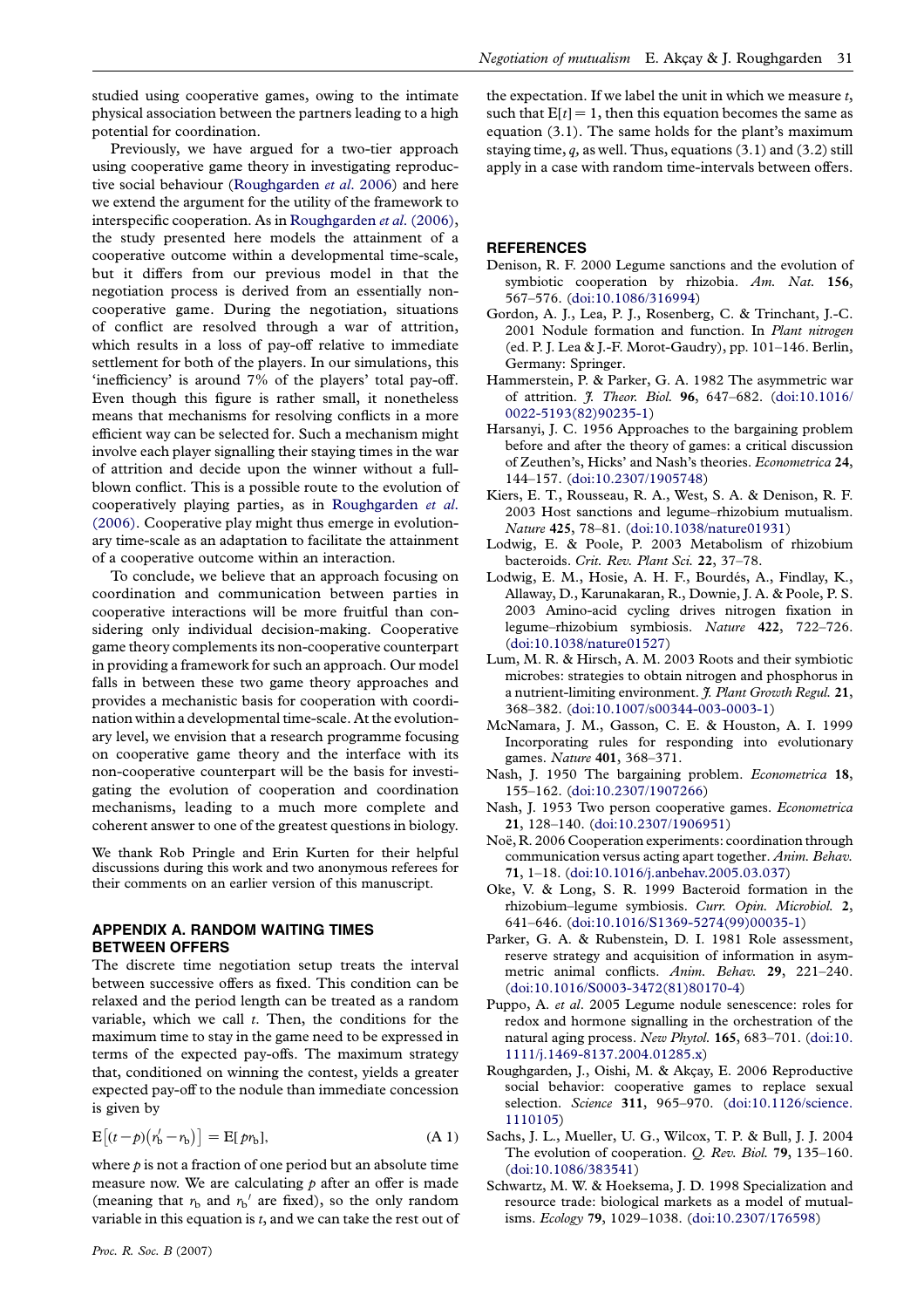studied using cooperative games, owing to the intimate physical association between the partners leading to a high potential for coordination.

Previously, we have argued for a two-tier approach using cooperative game theory in investigating reproductive social behaviour (Roughgarden *et al.* 2006) and here we extend the argument for the utility of the framework to interspecific cooperation. As in Roughgarden *et al.* (2006), the study presented here models the attainment of a cooperative outcome within a developmental time-scale, but it differs from our previous model in that the negotiation process is derived from an essentially non-cooperative game. During the negotiation, situations of conflict are resolved through a war of attrition, which results in a loss of pay-off relative to immediate settlement for both of the players. In our simulations, this 'inefficiency' is around 7% of the players' total pay-off. Even though this figure is rather small, it nonetheless means that mechanisms for resolving conflicts in a more efficient way can be selected for. Such a mechanism might involve each player signalling their staying times in the war of attrition and decide upon the winner without a full-blown conflict. This is a possible route to the evolution of cooperatively playing parties, as in Roughgarden *et al.* (2006). Cooperative play might thus emerge in evolutionary time-scale as an adaptation to facilitate the attainment of a cooperative outcome within an interaction.

To conclude, we believe that an approach focusing on coordination and communication between parties in cooperative interactions will be more fruitful than considering only individual decision-making. Cooperative game theory complements its non-cooperative counterpart in providing a framework for such an approach. Our model falls in between these two game theory approaches and provides a mechanistic basis for cooperation with coordination within a developmental time-scale. At the evolutionary level, we envision that a research programme focusing on cooperative game theory and the interface with its non-cooperative counterpart will be the basis for investigating the evolution of cooperation and coordination mechanisms, leading to a much more complete and coherent answer to one of the greatest questions in biology.

We thank Rob Pringle and Erin Kurten for their helpful discussions during this work and two anonymous referees for their comments on an earlier version of this manuscript.

## APPENDIX A. RANDOM WAITING TIMES BETWEEN OFFERS

The discrete time negotiation setup treats the interval between successive offers as fixed. This condition can be relaxed and the period length can be treated as a random variable, which we call $t$. Then, the conditions for the maximum time to stay in the game need to be expressed in terms of the expected pay-offs. The maximum strategy that, conditioned on winning the contest, yields a greater expected pay-off to the nodule than immediate concession is given by

$$\mathrm{E}\left[(t-p)\left(r_b^{\prime}-r_b\right)\right]=\mathrm{E}[p r_b], \tag{A 1}$$

where $p$ is not a fraction of one period but an absolute time measure now. We are calculating $p$ after an offer is made (meaning that $r_b$ and $r_b{}'$ are fixed), so the only random variable in this equation is $t$, and we can take the rest out of the expectation. If we label the unit in which we measure $t$, such that $\mathrm{E}[t]=1$, then this equation becomes the same as equation (3.1). The same holds for the plant's maximum staying time, $q$, as well. Thus, equations (3.1) and (3.2) still apply in a case with random time-intervals between offers.

## REFERENCES

Denison, R. F. 2000 Legume sanctions and the evolution of symbiotic cooperation by rhizobia. *Am. Nat.* **156**, 567–576. (doi:10.1086/316994)

Gordon, A. J., Lea, P. J., Rosenberg, C. & Trinchant, J.-C. 2001 Nodule formation and function. In *Plant nitrogen* (ed. P. J. Lea & J.-F. Morot-Gaudry), pp. 101–146. Berlin, Germany: Springer.

Hammerstein, P. & Parker, G. A. 1982 The asymmetric war of attrition. *J. Theor. Biol.* **96**, 647–682. (doi:10.1016/0022-5193(82)90235-1)

Harsanyi, J. C. 1956 Approaches to the bargaining problem before and after the theory of games: a critical discussion of Zeuthen's, Hicks' and Nash's theories. *Econometrica* **24**, 144–157. (doi:10.2307/1905748)

Kiers, E. T., Rousseau, R. A., West, S. A. & Denison, R. F. 2003 Host sanctions and legume–rhizobium mutualism. *Nature* **425**, 78–81. (doi:10.1038/nature01931)

Lodwig, E. & Poole, P. 2003 Metabolism of rhizobium bacteroids. *Crit. Rev. Plant Sci.* **22**, 37–78.

Lodwig, E. M., Hosie, A. H. F., Bourdés, A., Findlay, K., Allaway, D., Karunakaran, R., Downie, J. A. & Poole, P. S. 2003 Amino-acid cycling drives nitrogen fixation in legume–rhizobium symbiosis. *Nature* **422**, 722–726. (doi:10.1038/nature01527)

Lum, M. R. & Hirsch, A. M. 2003 Roots and their symbiotic microbes: strategies to obtain nitrogen and phosphorus in a nutrient-limiting environment. *J. Plant Growth Regul.* **21**, 368–382. (doi:10.1007/s00344-003-0003-1)

McNamara, J. M., Gasson, C. E. & Houston, A. I. 1999 Incorporating rules for responding into evolutionary games. *Nature* **401**, 368–371.

Nash, J. 1950 The bargaining problem. *Econometrica* **18**, 155–162. (doi:10.2307/1907266)

Nash, J. 1953 Two person cooperative games. *Econometrica* **21**, 128–140. (doi:10.2307/1906951)

Noë, R. 2006 Cooperation experiments: coordination through communication versus acting apart together. *Anim. Behav.* **71**, 1–18. (doi:10.1016/j.anbehav.2005.03.037)

Oke, V. & Long, S. R. 1999 Bacteroid formation in the rhizobium–legume symbiosis. *Curr. Opin. Microbiol.* **2**, 641–646. (doi:10.1016/S1369-5274(99)00035-1)

Parker, G. A. & Rubenstein, D. I. 1981 Role assessment, reserve strategy and acquisition of information in asymmetric animal conflicts. *Anim. Behav.* **29**, 221–240. (doi:10.1016/S0003-3472(81)80170-4)

Puppo, A. *et al.* 2005 Legume nodule senescence: roles for redox and hormone signalling in the orchestration of the natural aging process. *New Phytol.* **165**, 683–701. (doi:10.1111/j.1469-8137.2004.01285.x)

Roughgarden, J., Oishi, M. & Akçay, E. 2006 Reproductive social behavior: cooperative games to replace sexual selection. *Science* **311**, 965–970. (doi:10.1126/science.1110105)

Sachs, J. L., Mueller, U. G., Wilcox, T. P. & Bull, J. J. 2004 The evolution of cooperation. *Q. Rev. Biol.* **79**, 135–160. (doi:10.1086/383541)

Schwartz, M. W. & Hoeksema, J. D. 1998 Specialization and resource trade: biological markets as a model of mutualisms. *Ecology* **79**, 1029–1038. (doi:10.2307/176598)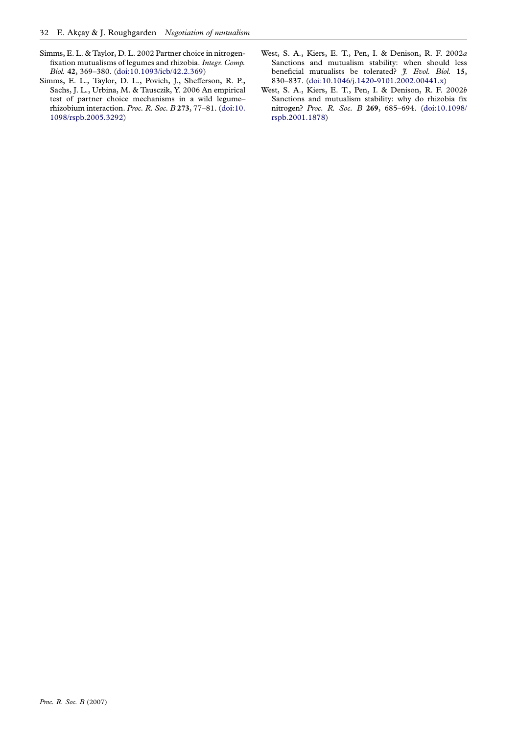Simms, E. L. & Taylor, D. L. 2002 Partner choice in nitrogen-fixation mutualisms of legumes and rhizobia. *Integr. Comp. Biol.* **42**, 369–380. (doi:10.1093/icb/42.2.369)

Simms, E. L., Taylor, D. L., Povich, J., Shefferson, R. P., Sachs, J. L., Urbina, M. & Tausczik, Y. 2006 An empirical test of partner choice mechanisms in a wild legume–rhizobium interaction. *Proc. R. Soc. B* **273**, 77–81. (doi:10.1098/rspb.2005.3292)

West, S. A., Kiers, E. T., Pen, I. & Denison, R. F. 2002*a* Sanctions and mutualism stability: when should less beneficial mutualists be tolerated? *J. Evol. Biol.* **15**, 830–837. (doi:10.1046/j.1420-9101.2002.00441.x)

West, S. A., Kiers, E. T., Pen, I. & Denison, R. F. 2002*b* Sanctions and mutualism stability: why do rhizobia fix nitrogen? *Proc. R. Soc. B* **269**, 685–694. (doi:10.1098/rspb.2001.1878)